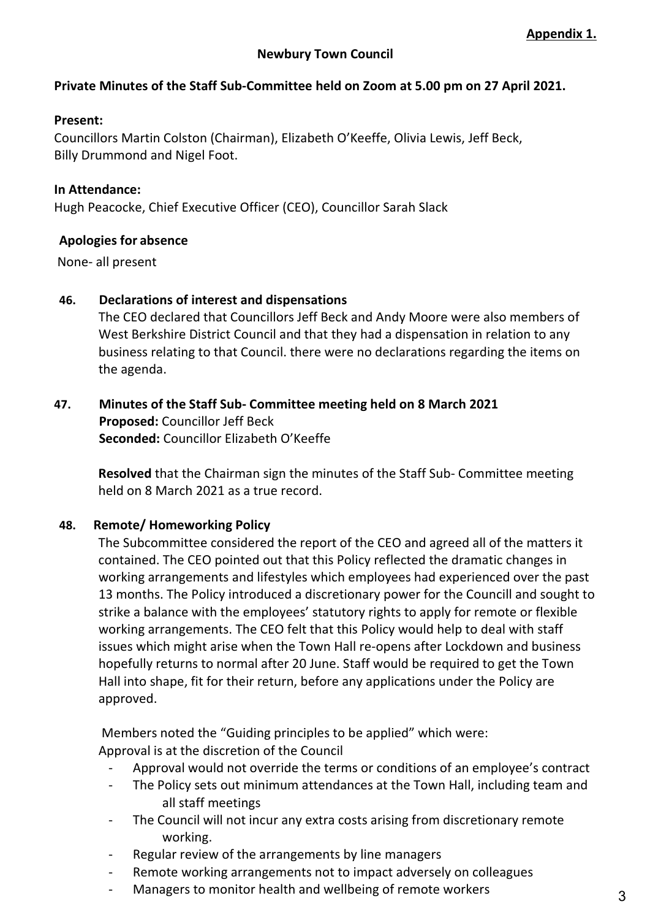**Appendix 1.**

**Newbury Town Council**

**Private Minutes of the Staff Sub-Committee held on Zoom at 5.00 pm on 27 April 2021.**

**Present:**
Councillors Martin Colston (Chairman), Elizabeth O'Keeffe, Olivia Lewis, Jeff Beck, Billy Drummond and Nigel Foot.

**In Attendance:**
Hugh Peacocke, Chief Executive Officer (CEO), Councillor Sarah Slack

**Apologies for absence**

None- all present

**46. Declarations of interest and dispensations**

The CEO declared that Councillors Jeff Beck and Andy Moore were also members of West Berkshire District Council and that they had a dispensation in relation to any business relating to that Council. there were no declarations regarding the items on the agenda.

**47. Minutes of the Staff Sub- Committee meeting held on 8 March 2021**

**Proposed:** Councillor Jeff Beck
**Seconded:** Councillor Elizabeth O'Keeffe

**Resolved** that the Chairman sign the minutes of the Staff Sub- Committee meeting held on 8 March 2021 as a true record.

**48. Remote/ Homeworking Policy**

The Subcommittee considered the report of the CEO and agreed all of the matters it contained. The CEO pointed out that this Policy reflected the dramatic changes in working arrangements and lifestyles which employees had experienced over the past 13 months. The Policy introduced a discretionary power for the Councill and sought to strike a balance with the employees' statutory rights to apply for remote or flexible working arrangements. The CEO felt that this Policy would help to deal with staff issues which might arise when the Town Hall re-opens after Lockdown and business hopefully returns to normal after 20 June. Staff would be required to get the Town Hall into shape, fit for their return, before any applications under the Policy are approved.

Members noted the "Guiding principles to be applied" which were:
Approval is at the discretion of the Council

- Approval would not override the terms or conditions of an employee's contract
- The Policy sets out minimum attendances at the Town Hall, including team and all staff meetings
- The Council will not incur any extra costs arising from discretionary remote working.
- Regular review of the arrangements by line managers
- Remote working arrangements not to impact adversely on colleagues
- Managers to monitor health and wellbeing of remote workers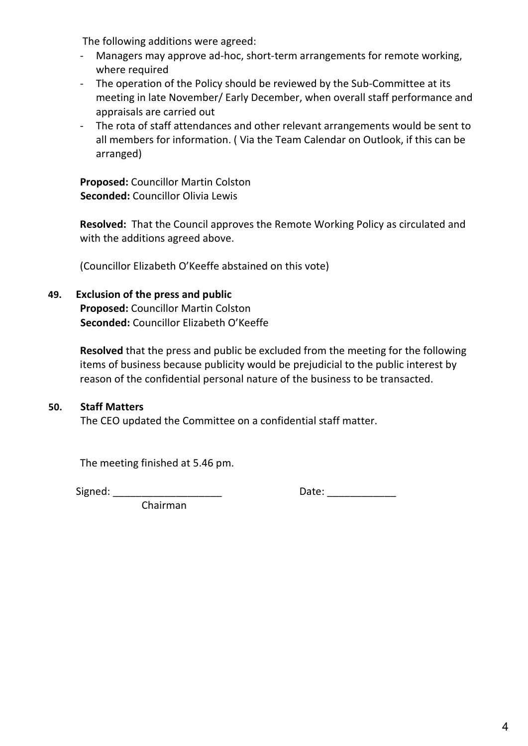The following additions were agreed:

- Managers may approve ad-hoc, short-term arrangements for remote working, where required
- The operation of the Policy should be reviewed by the Sub-Committee at its meeting in late November/ Early December, when overall staff performance and appraisals are carried out
- The rota of staff attendances and other relevant arrangements would be sent to all members for information. ( Via the Team Calendar on Outlook, if this can be arranged)

**Proposed:** Councillor Martin Colston
**Seconded:** Councillor Olivia Lewis

**Resolved:** That the Council approves the Remote Working Policy as circulated and with the additions agreed above.

(Councillor Elizabeth O'Keeffe abstained on this vote)

**49. Exclusion of the press and public**

**Proposed:** Councillor Martin Colston
**Seconded:** Councillor Elizabeth O'Keeffe

**Resolved** that the press and public be excluded from the meeting for the following items of business because publicity would be prejudicial to the public interest by reason of the confidential personal nature of the business to be transacted.

**50. Staff Matters**

The CEO updated the Committee on a confidential staff matter.

The meeting finished at 5.46 pm.

Signed: ___________________ Date: ____________

Chairman